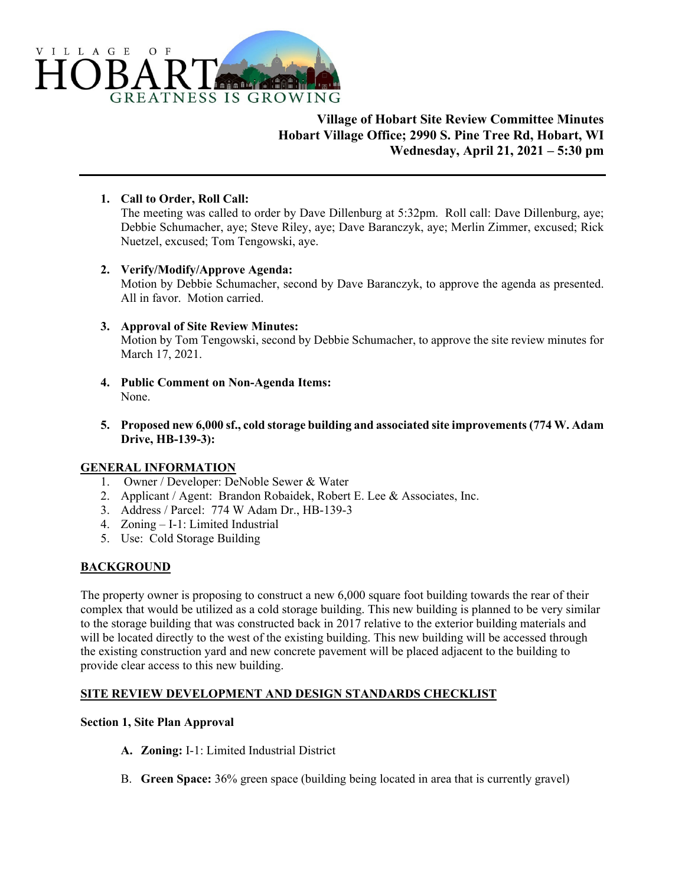VILLAGE OF HOBART
GREATNESS IS GROWING

# Village of Hobart Site Review Committee Minutes
## Hobart Village Office; 2990 S. Pine Tree Rd, Hobart, WI
## Wednesday, April 21, 2021 – 5:30 pm

1. **Call to Order, Roll Call:**
   The meeting was called to order by Dave Dillenburg at 5:32pm. Roll call: Dave Dillenburg, aye; Debbie Schumacher, aye; Steve Riley, aye; Dave Baranczyk, aye; Merlin Zimmer, excused; Rick Nuetzel, excused; Tom Tengowski, aye.

2. **Verify/Modify/Approve Agenda:**
   Motion by Debbie Schumacher, second by Dave Baranczyk, to approve the agenda as presented. All in favor. Motion carried.

3. **Approval of Site Review Minutes:**
   Motion by Tom Tengowski, second by Debbie Schumacher, to approve the site review minutes for March 17, 2021.

4. **Public Comment on Non-Agenda Items:**
   None.

5. **Proposed new 6,000 sf., cold storage building and associated site improvements (774 W. Adam Drive, HB-139-3):**

**GENERAL INFORMATION**

1. Owner / Developer: DeNoble Sewer & Water
2. Applicant / Agent: Brandon Robaidek, Robert E. Lee & Associates, Inc.
3. Address / Parcel: 774 W Adam Dr., HB-139-3
4. Zoning – I-1: Limited Industrial
5. Use: Cold Storage Building

**BACKGROUND**

The property owner is proposing to construct a new 6,000 square foot building towards the rear of their complex that would be utilized as a cold storage building. This new building is planned to be very similar to the storage building that was constructed back in 2017 relative to the exterior building materials and will be located directly to the west of the existing building. This new building will be accessed through the existing construction yard and new concrete pavement will be placed adjacent to the building to provide clear access to this new building.

**SITE REVIEW DEVELOPMENT AND DESIGN STANDARDS CHECKLIST**

**Section 1, Site Plan Approval**

A. **Zoning:** I-1: Limited Industrial District

B. **Green Space:** 36% green space (building being located in area that is currently gravel)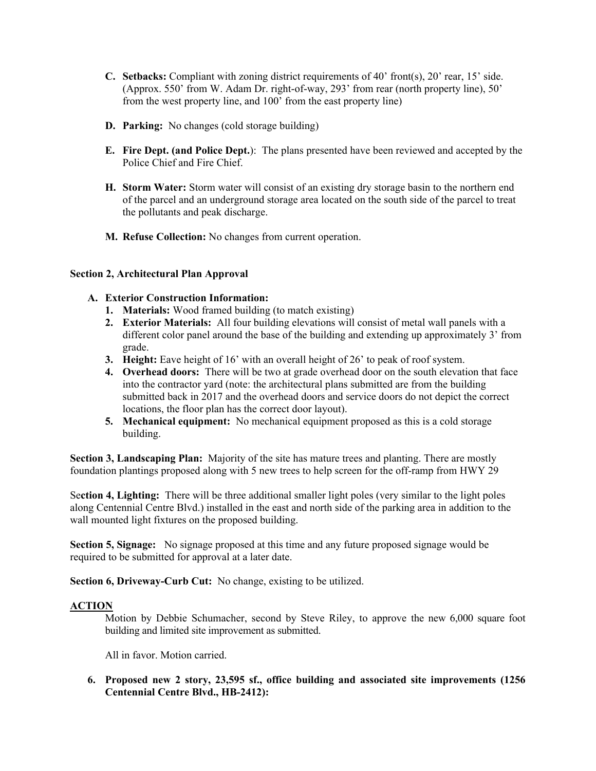- **C. Setbacks:** Compliant with zoning district requirements of 40' front(s), 20' rear, 15' side. (Approx. 550' from W. Adam Dr. right-of-way, 293' from rear (north property line), 50' from the west property line, and 100' from the east property line)

- **D. Parking:** No changes (cold storage building)

- **E. Fire Dept. (and Police Dept.)**: The plans presented have been reviewed and accepted by the Police Chief and Fire Chief.

- **H. Storm Water:** Storm water will consist of an existing dry storage basin to the northern end of the parcel and an underground storage area located on the south side of the parcel to treat the pollutants and peak discharge.

- **M. Refuse Collection:** No changes from current operation.

**Section 2, Architectural Plan Approval**

- **A. Exterior Construction Information:**
  1. **Materials:** Wood framed building (to match existing)
  2. **Exterior Materials:** All four building elevations will consist of metal wall panels with a different color panel around the base of the building and extending up approximately 3' from grade.
  3. **Height:** Eave height of 16' with an overall height of 26' to peak of roof system.
  4. **Overhead doors:** There will be two at grade overhead door on the south elevation that face into the contractor yard (note: the architectural plans submitted are from the building submitted back in 2017 and the overhead doors and service doors do not depict the correct locations, the floor plan has the correct door layout).
  5. **Mechanical equipment:** No mechanical equipment proposed as this is a cold storage building.

**Section 3, Landscaping Plan:** Majority of the site has mature trees and planting. There are mostly foundation plantings proposed along with 5 new trees to help screen for the off-ramp from HWY 29

**Section 4, Lighting:** There will be three additional smaller light poles (very similar to the light poles along Centennial Centre Blvd.) installed in the east and north side of the parking area in addition to the wall mounted light fixtures on the proposed building.

**Section 5, Signage:** No signage proposed at this time and any future proposed signage would be required to be submitted for approval at a later date.

**Section 6, Driveway-Curb Cut:** No change, existing to be utilized.

**ACTION**

Motion by Debbie Schumacher, second by Steve Riley, to approve the new 6,000 square foot building and limited site improvement as submitted.

All in favor. Motion carried.

6. **Proposed new 2 story, 23,595 sf., office building and associated site improvements (1256 Centennial Centre Blvd., HB-2412):**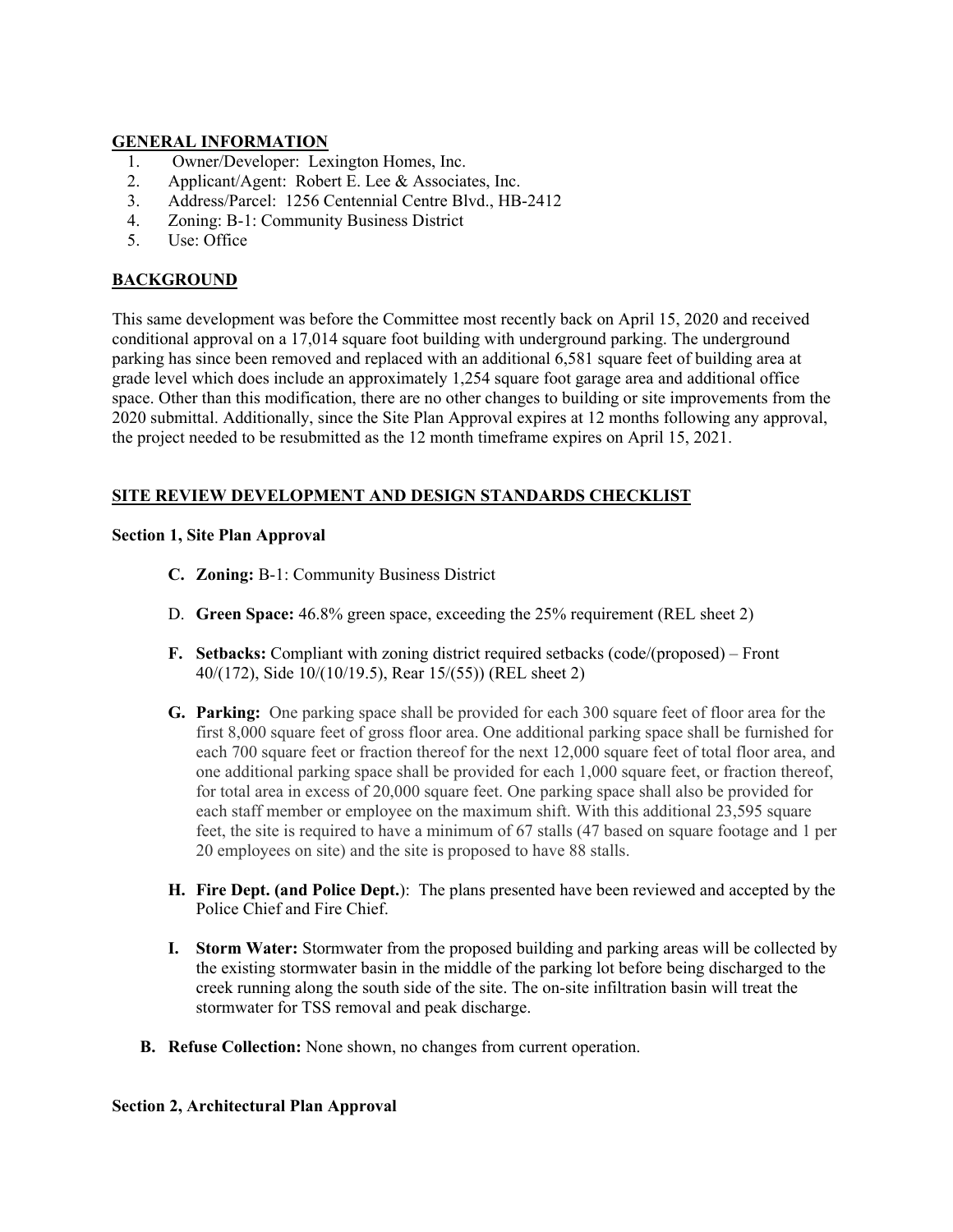**GENERAL INFORMATION**

1. Owner/Developer: Lexington Homes, Inc.
2. Applicant/Agent: Robert E. Lee & Associates, Inc.
3. Address/Parcel: 1256 Centennial Centre Blvd., HB-2412
4. Zoning: B-1: Community Business District
5. Use: Office

**BACKGROUND**

This same development was before the Committee most recently back on April 15, 2020 and received conditional approval on a 17,014 square foot building with underground parking. The underground parking has since been removed and replaced with an additional 6,581 square feet of building area at grade level which does include an approximately 1,254 square foot garage area and additional office space. Other than this modification, there are no other changes to building or site improvements from the 2020 submittal. Additionally, since the Site Plan Approval expires at 12 months following any approval, the project needed to be resubmitted as the 12 month timeframe expires on April 15, 2021.

**SITE REVIEW DEVELOPMENT AND DESIGN STANDARDS CHECKLIST**

**Section 1, Site Plan Approval**

- **C. Zoning:** B-1: Community Business District
- D. **Green Space:** 46.8% green space, exceeding the 25% requirement (REL sheet 2)
- **F. Setbacks:** Compliant with zoning district required setbacks (code/(proposed) – Front 40/(172), Side 10/(10/19.5), Rear 15/(55)) (REL sheet 2)
- **G. Parking:** One parking space shall be provided for each 300 square feet of floor area for the first 8,000 square feet of gross floor area. One additional parking space shall be furnished for each 700 square feet or fraction thereof for the next 12,000 square feet of total floor area, and one additional parking space shall be provided for each 1,000 square feet, or fraction thereof, for total area in excess of 20,000 square feet. One parking space shall also be provided for each staff member or employee on the maximum shift. With this additional 23,595 square feet, the site is required to have a minimum of 67 stalls (47 based on square footage and 1 per 20 employees on site) and the site is proposed to have 88 stalls.
- **H. Fire Dept. (and Police Dept.)**: The plans presented have been reviewed and accepted by the Police Chief and Fire Chief.
- **I. Storm Water:** Stormwater from the proposed building and parking areas will be collected by the existing stormwater basin in the middle of the parking lot before being discharged to the creek running along the south side of the site. The on-site infiltration basin will treat the stormwater for TSS removal and peak discharge.

**B. Refuse Collection:** None shown, no changes from current operation.

**Section 2, Architectural Plan Approval**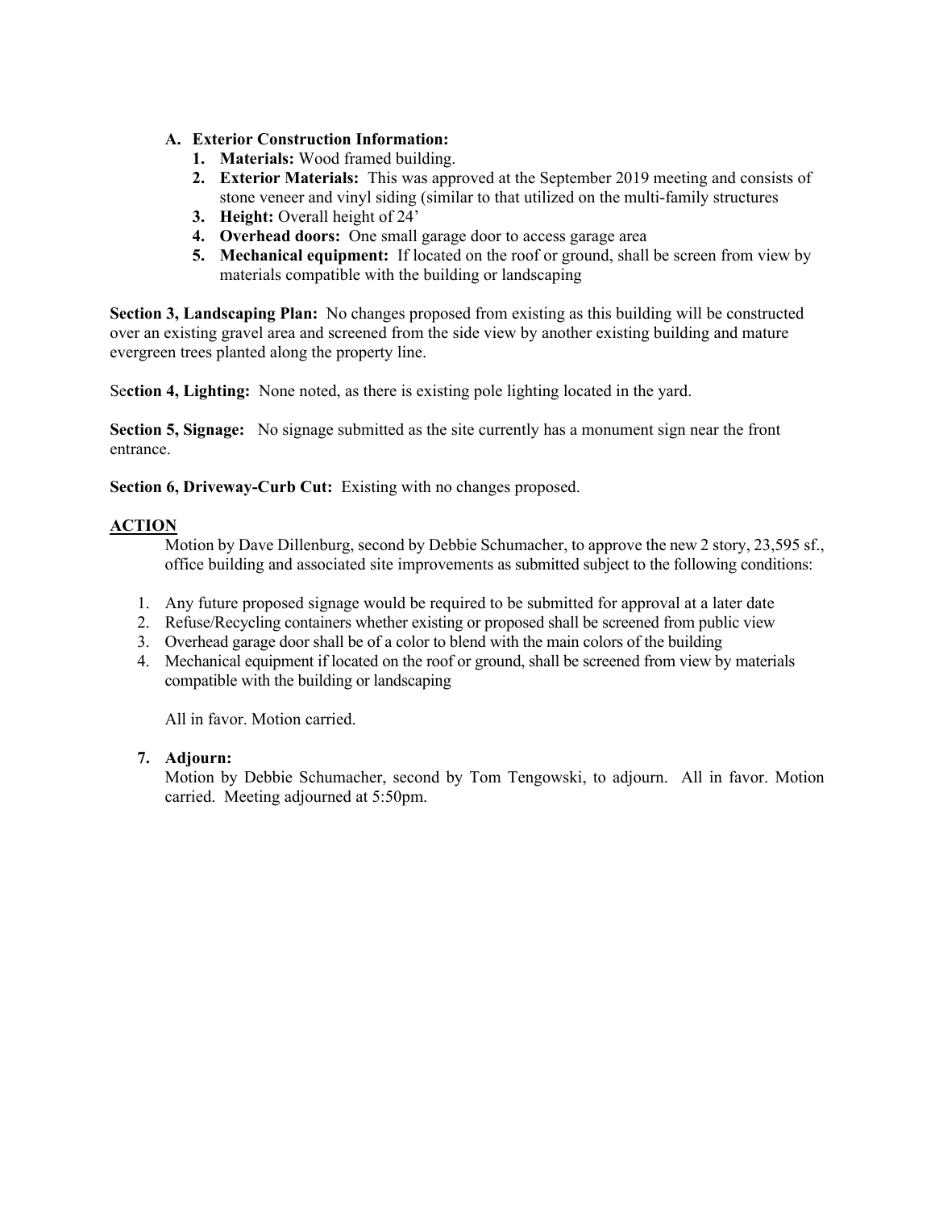**A. Exterior Construction Information:**

1. **Materials:** Wood framed building.
2. **Exterior Materials:** This was approved at the September 2019 meeting and consists of stone veneer and vinyl siding (similar to that utilized on the multi-family structures
3. **Height:** Overall height of 24'
4. **Overhead doors:** One small garage door to access garage area
5. **Mechanical equipment:** If located on the roof or ground, shall be screen from view by materials compatible with the building or landscaping

**Section 3, Landscaping Plan:** No changes proposed from existing as this building will be constructed over an existing gravel area and screened from the side view by another existing building and mature evergreen trees planted along the property line.

Se**ction 4, Lighting:** None noted, as there is existing pole lighting located in the yard.

**Section 5, Signage:** No signage submitted as the site currently has a monument sign near the front entrance.

**Section 6, Driveway-Curb Cut:** Existing with no changes proposed.

**ACTION**

Motion by Dave Dillenburg, second by Debbie Schumacher, to approve the new 2 story, 23,595 sf., office building and associated site improvements as submitted subject to the following conditions:

1. Any future proposed signage would be required to be submitted for approval at a later date
2. Refuse/Recycling containers whether existing or proposed shall be screened from public view
3. Overhead garage door shall be of a color to blend with the main colors of the building
4. Mechanical equipment if located on the roof or ground, shall be screened from view by materials compatible with the building or landscaping

All in favor. Motion carried.

**7. Adjourn:**

Motion by Debbie Schumacher, second by Tom Tengowski, to adjourn. All in favor. Motion carried. Meeting adjourned at 5:50pm.